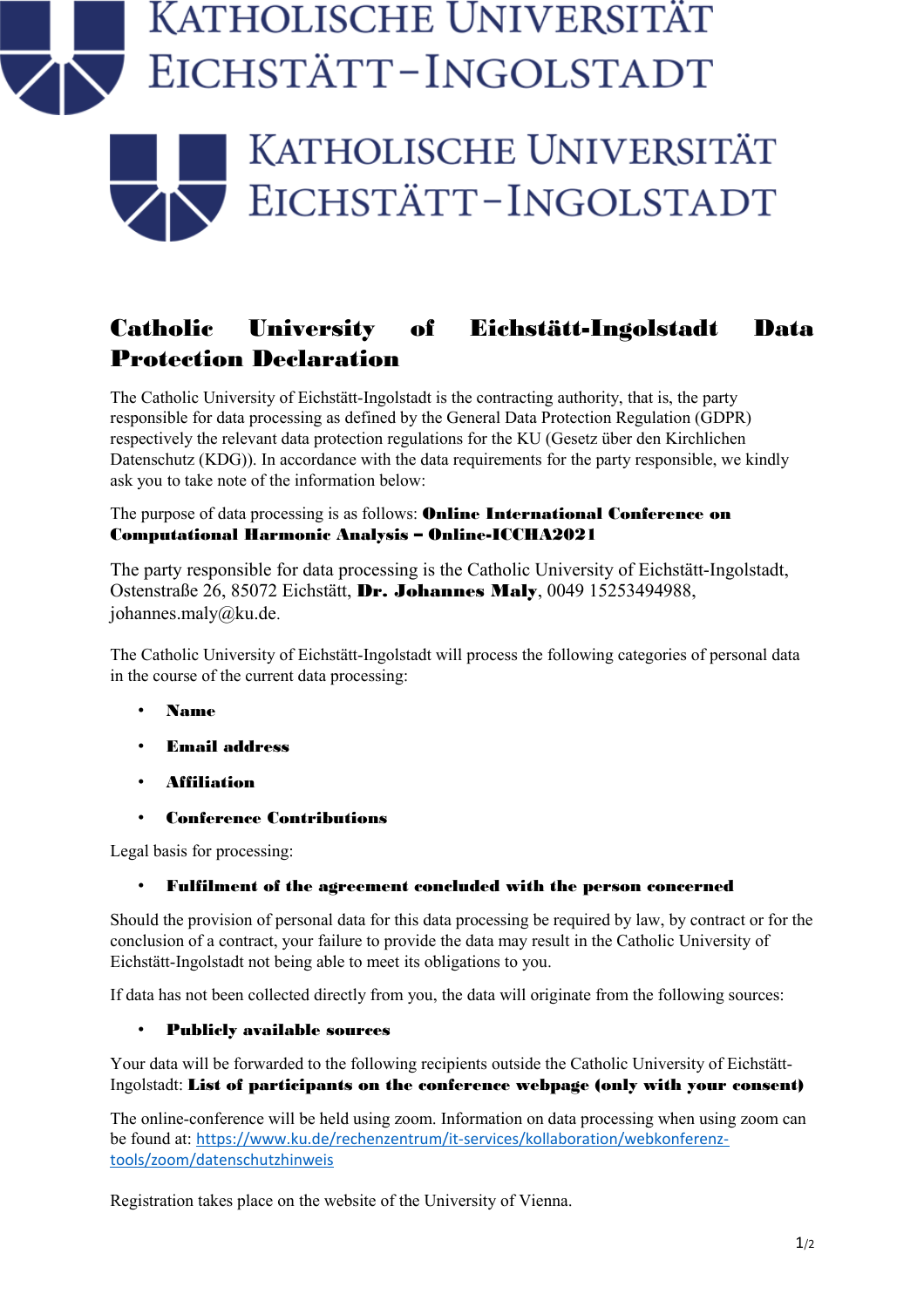# Catholic University of Eichstätt-Ingolstadt Data Protection Declaration

The Catholic University of Eichstätt-Ingolstadt is the contracting authority, that is, the party responsible for data processing as defined by the General Data Protection Regulation (GDPR) respectively the relevant data protection regulations for the KU (Gesetz über den Kirchlichen Datenschutz (KDG)). In accordance with the data requirements for the party responsible, we kindly ask you to take note of the information below:

The purpose of data processing is as follows: **Online International Conference on Computational Harmonic Analysis – Online-ICCHA2021**

The party responsible for data processing is the Catholic University of Eichstätt-Ingolstadt, Ostenstraße 26, 85072 Eichstätt, **Dr. Johannes Maly**, 0049 15253494988, johannes.maly@ku.de.

The Catholic University of Eichstätt-Ingolstadt will process the following categories of personal data in the course of the current data processing:

- **Name**
- **Email address**
- **Affiliation**
- **Conference Contributions**

Legal basis for processing:

- **Fulfilment of the agreement concluded with the person concerned**

Should the provision of personal data for this data processing be required by law, by contract or for the conclusion of a contract, your failure to provide the data may result in the Catholic University of Eichstätt-Ingolstadt not being able to meet its obligations to you.

If data has not been collected directly from you, the data will originate from the following sources:

- **Publicly available sources**

Your data will be forwarded to the following recipients outside the Catholic University of Eichstätt-Ingolstadt: **List of participants on the conference webpage (only with your consent)**

The online-conference will be held using zoom. Information on data processing when using zoom can be found at: https://www.ku.de/rechenzentrum/it-services/kollaboration/webkonferenz-tools/zoom/datenschutzhinweis

Registration takes place on the website of the University of Vienna.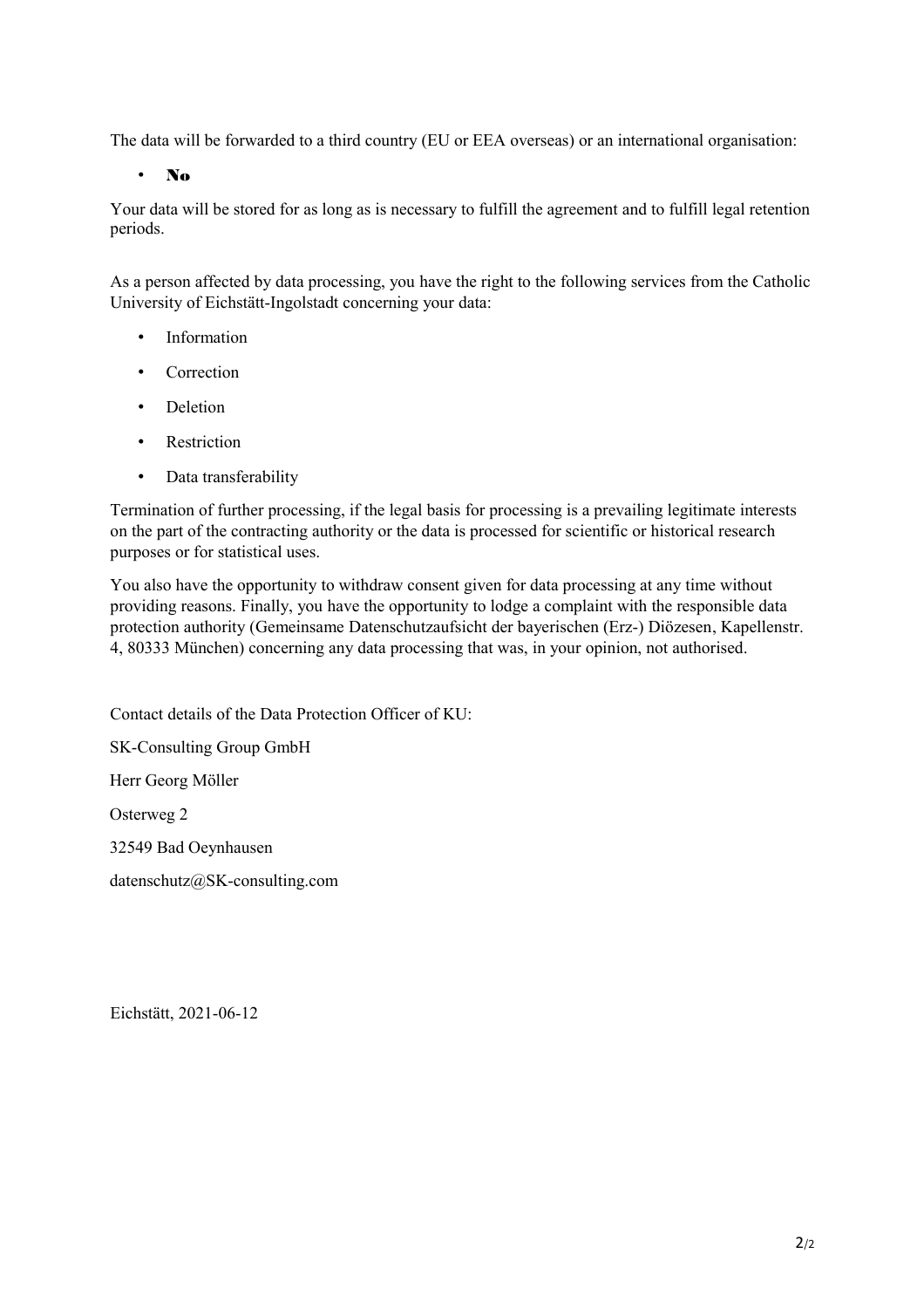The data will be forwarded to a third country (EU or EEA overseas) or an international organisation:

- **No**

Your data will be stored for as long as is necessary to fulfill the agreement and to fulfill legal retention periods.

As a person affected by data processing, you have the right to the following services from the Catholic University of Eichstätt-Ingolstadt concerning your data:

- Information
- Correction
- Deletion
- Restriction
- Data transferability

Termination of further processing, if the legal basis for processing is a prevailing legitimate interests on the part of the contracting authority or the data is processed for scientific or historical research purposes or for statistical uses.

You also have the opportunity to withdraw consent given for data processing at any time without providing reasons. Finally, you have the opportunity to lodge a complaint with the responsible data protection authority (Gemeinsame Datenschutzaufsicht der bayerischen (Erz-) Diözesen, Kapellenstr. 4, 80333 München) concerning any data processing that was, in your opinion, not authorised.

Contact details of the Data Protection Officer of KU:

SK-Consulting Group GmbH

Herr Georg Möller

Osterweg 2

32549 Bad Oeynhausen

datenschutz@SK-consulting.com

Eichstätt, 2021-06-12